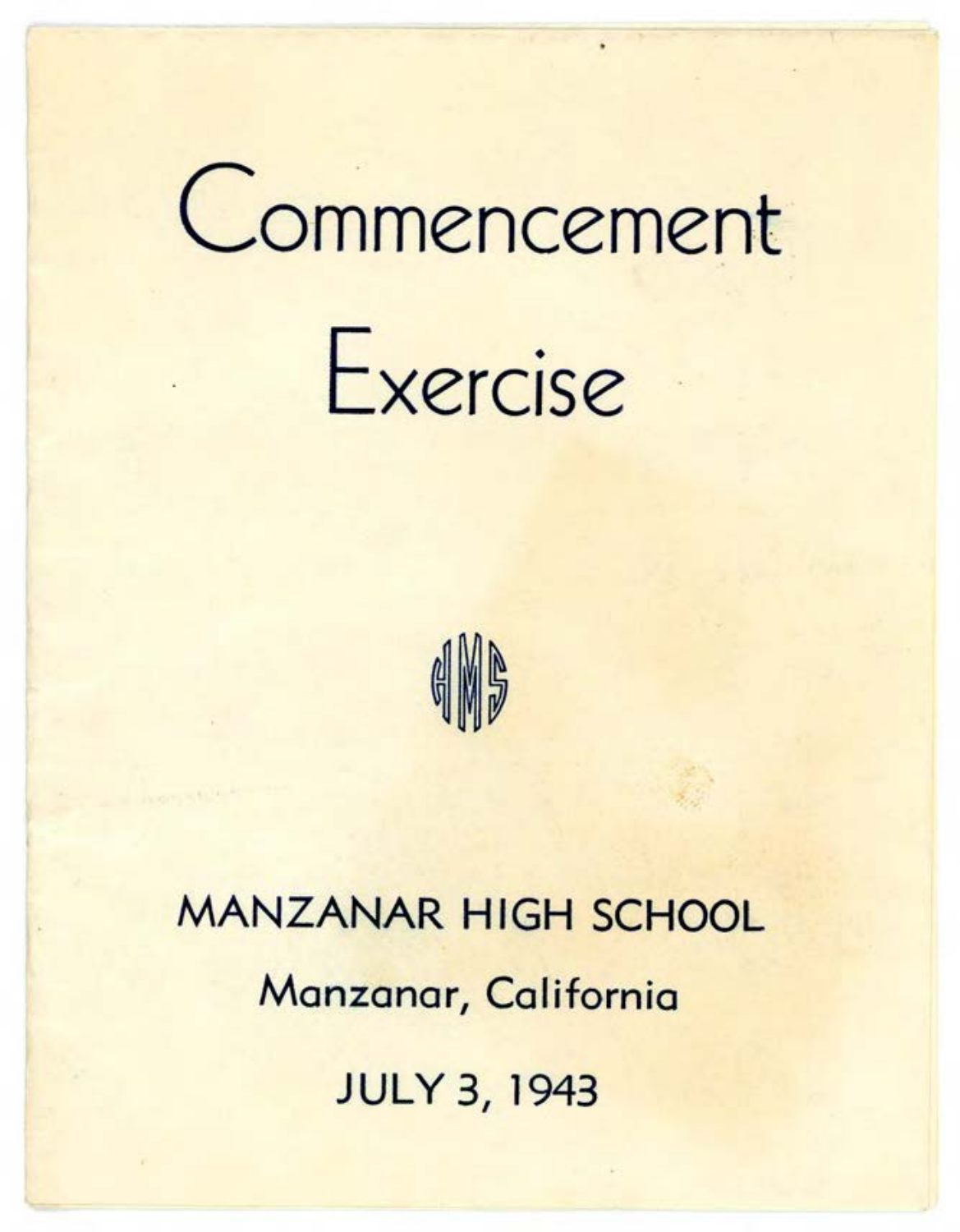# Commencement Exercise

MHS

## MANZANAR HIGH SCHOOL

Manzanar, California

JULY 3, 1943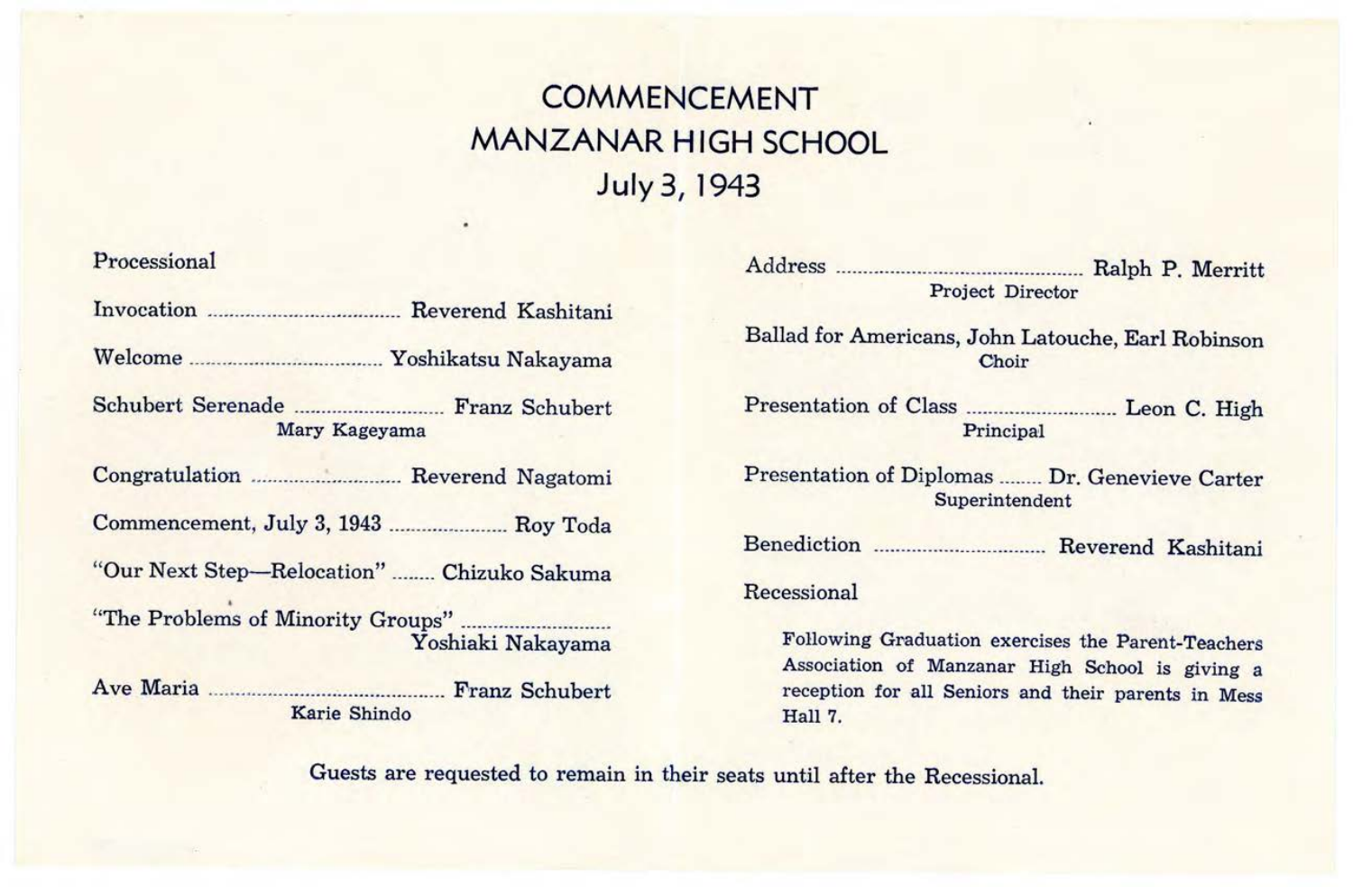# COMMENCEMENT
# MANZANAR HIGH SCHOOL
## July 3, 1943

Processional

Invocation .................................... Reverend Kashitani

Welcome .................................... Yoshikatsu Nakayama

Schubert Serenade ............................ Franz Schubert
Mary Kageyama

Congratulation ............................ Reverend Nagatomi

Commencement, July 3, 1943 ...................... Roy Toda

"Our Next Step—Relocation" ........ Chizuko Sakuma

"The Problems of Minority Groups" ............................
Yoshiaki Nakayama

Ave Maria .......................................... Franz Schubert
Karie Shindo

Address .............................................. Ralph P. Merritt
Project Director

Ballad for Americans, John Latouche, Earl Robinson
Choir

Presentation of Class ............................ Leon C. High
Principal

Presentation of Diplomas ........ Dr. Genevieve Carter
Superintendent

Benediction ................................ Reverend Kashitani

Recessional

Following Graduation exercises the Parent-Teachers Association of Manzanar High School is giving a reception for all Seniors and their parents in Mess Hall 7.

Guests are requested to remain in their seats until after the Recessional.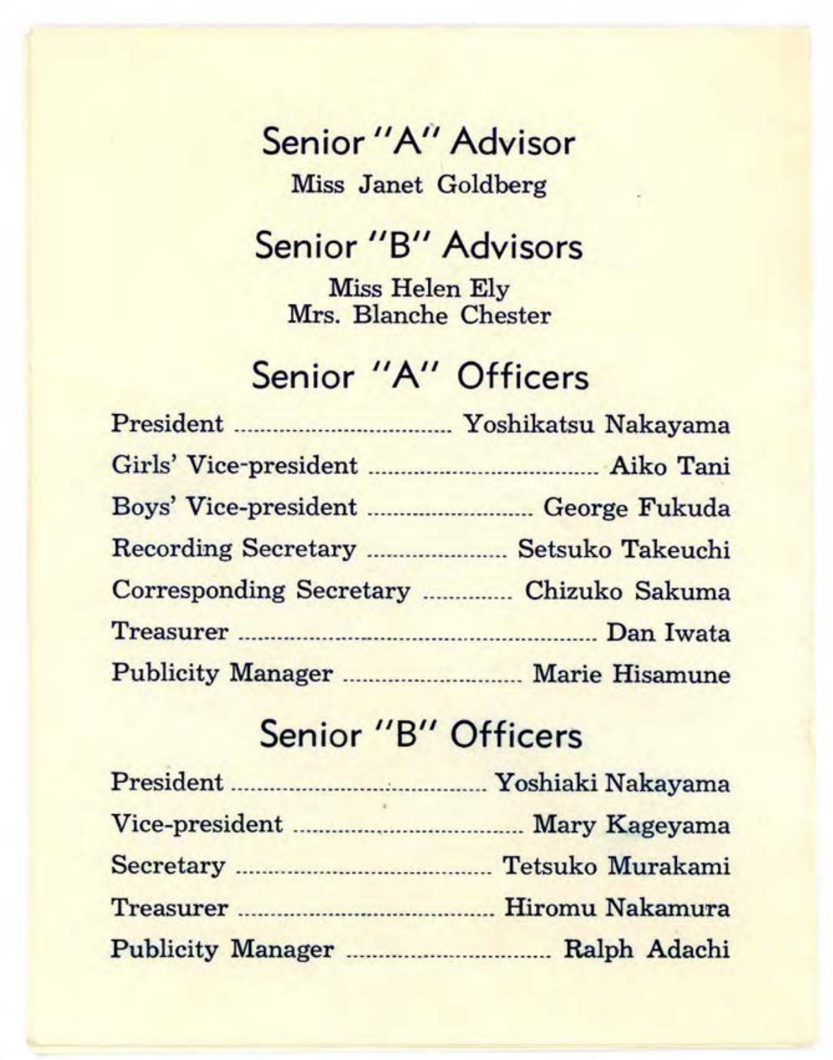## Senior "A" Advisor

Miss Janet Goldberg

## Senior "B" Advisors

Miss Helen Ely
Mrs. Blanche Chester

## Senior "A" Officers

President .................................... Yoshikatsu Nakayama
Girls' Vice-president .................................... Aiko Tani
Boys' Vice-president .......................... George Fukuda
Recording Secretary ...................... Setsuko Takeuchi
Corresponding Secretary ............. Chizuko Sakuma
Treasurer ....................................................... Dan Iwata
Publicity Manager ......................... Marie Hisamune

## Senior "B" Officers

President ....................................... Yoshiaki Nakayama
Vice-president ..................................... Mary Kageyama
Secretary ........................................ Tetsuko Murakami
Treasurer ........................................ Hiromu Nakamura
Publicity Manager ................................ Ralph Adachi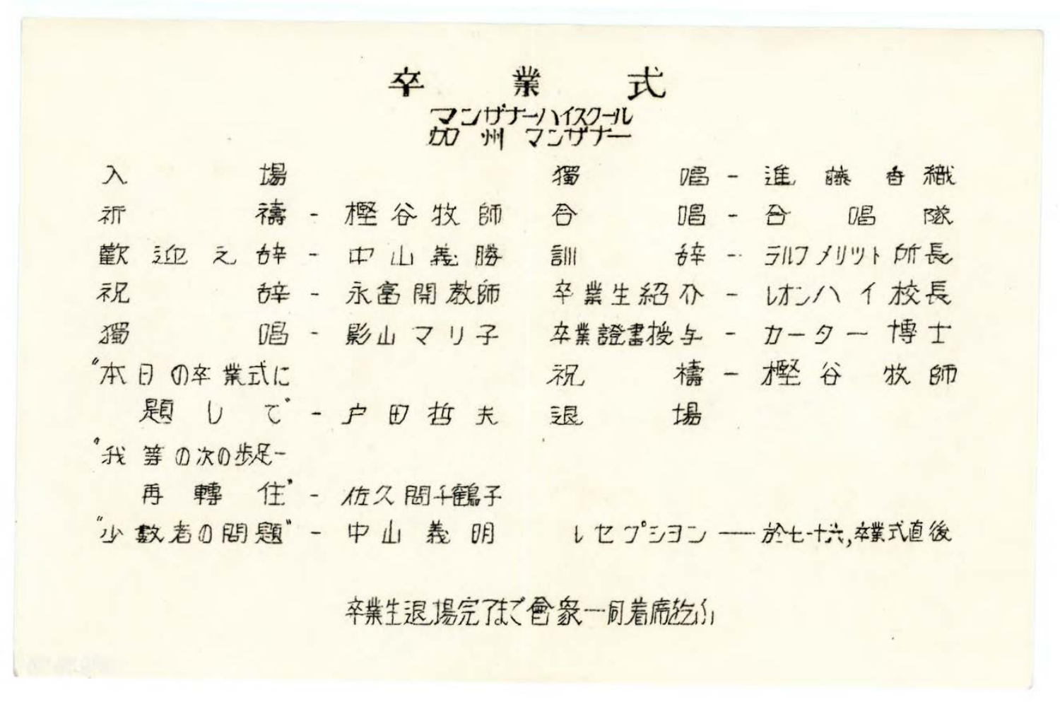# 卒業式

マンザナーハイスクール
加州マンザナー

入場
祈禱 - 樫谷牧師
歡迎之辞 - 中山義勝
祝辞 - 永富開教師
獨唱 - 影山マリ子
"本日の卒業式に題して" - 戸田哲夫
"我等の次の歩足－再轉住" - 佐久間千鶴子
"少數者の問題" - 中山義明

獨唱 - 進藤香織
合唱 - 合唱隊
訓辞 - ラルフメリット所長
卒業生紹介 - レオンハイ校長
卒業證書授与 - カーター博士
祝禱 - 樫谷牧師
退場

レセプション ―― 於七－十六，卒業式直後

卒業生退場完了まで會衆一同着席乞ふ